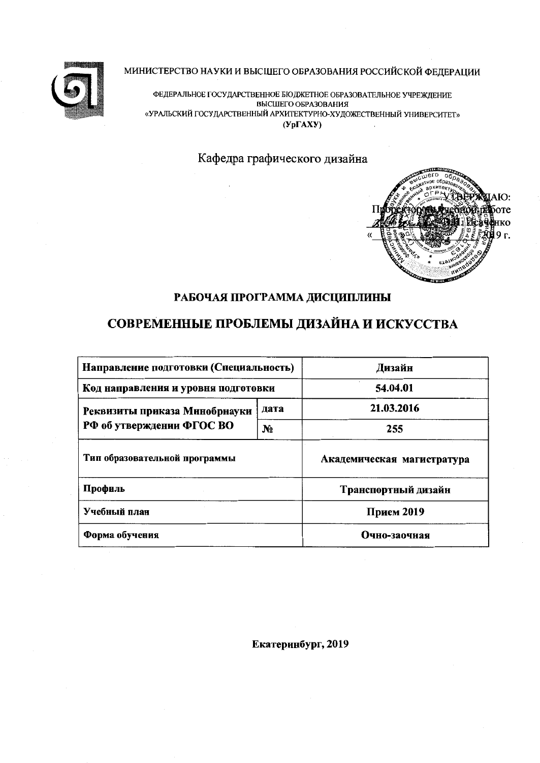МИНИСТЕРСТВО НАУКИ И ВЫСШЕГО ОБРАЗОВАНИЯ РОССИЙСКОЙ ФЕДЕРАЦИИ

ФЕДЕРАЛЬНОЕ ГОСУДАРСТВЕННОЕ БЮДЖЕТНОЕ ОБРАЗОВАТЕЛЬНОЕ УЧРЕЖДЕНИЕ
ВЫСШЕГО ОБРАЗОВАНИЯ
«УРАЛЬСКИЙ ГОСУДАРСТВЕННЫЙ АРХИТЕКТУРНО-ХУДОЖЕСТВЕННЫЙ УНИВЕРСИТЕТ»
**(УрГАХУ)**

Кафедра графического дизайна

УТВЕРЖДАЮ:
Проректор по учебной работе
_________ Н.П. Исаченко
«___» _________ 2019 г.

# РАБОЧАЯ ПРОГРАММА ДИСЦИПЛИНЫ

# СОВРЕМЕННЫЕ ПРОБЛЕМЫ ДИЗАЙНА И ИСКУССТВА

| Направление подготовки (Специальность) | | Дизайн |
|---|---|---|
| Код направления и уровня подготовки | | 54.04.01 |
| Реквизиты приказа Минобрнауки РФ об утверждении ФГОС ВО | дата | 21.03.2016 |
| | № | 255 |
| Тип образовательной программы | | Академическая магистратура |
| Профиль | | Транспортный дизайн |
| Учебный план | | Прием 2019 |
| Форма обучения | | Очно-заочная |

**Екатеринбург, 2019**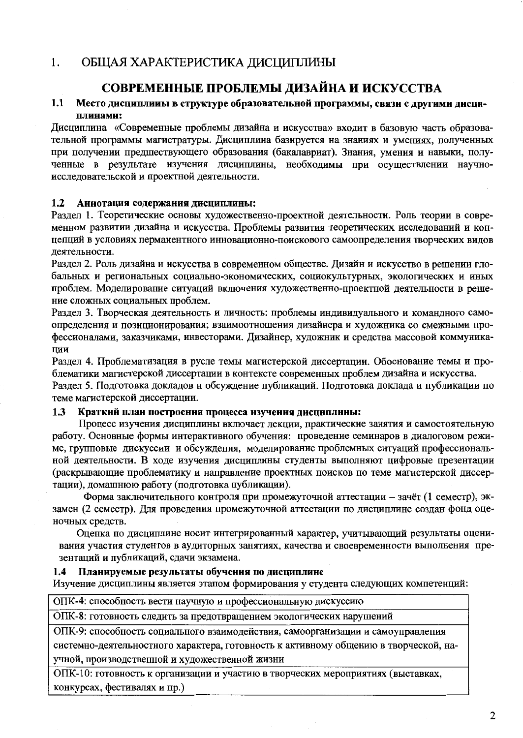## 1. ОБЩАЯ ХАРАКТЕРИСТИКА ДИСЦИПЛИНЫ

# СОВРЕМЕННЫЕ ПРОБЛЕМЫ ДИЗАЙНА И ИСКУССТВА

### 1.1 Место дисциплины в структуре образовательной программы, связи с другими дисциплинами:

Дисциплина «Современные проблемы дизайна и искусства» входит в базовую часть образовательной программы магистратуры. Дисциплина базируется на знаниях и умениях, полученных при получении предшествующего образования (бакалавриат). Знания, умения и навыки, полученные в результате изучения дисциплины, необходимы при осуществлении научно-исследовательской и проектной деятельности.

### 1.2 Аннотация содержания дисциплины:

Раздел 1. Теоретические основы художественно-проектной деятельности. Роль теории в современном развитии дизайна и искусства. Проблемы развития теоретических исследований и концепций в условиях перманентного инновационно-поискового самоопределения творческих видов деятельности.

Раздел 2. Роль дизайна и искусства в современном обществе. Дизайн и искусство в решении глобальных и региональных социально-экономических, социокультурных, экологических и иных проблем. Моделирование ситуаций включения художественно-проектной деятельности в решение сложных социальных проблем.

Раздел 3. Творческая деятельность и личность: проблемы индивидуального и командного самоопределения и позиционирования; взаимоотношения дизайнера и художника со смежными профессионалами, заказчиками, инвесторами. Дизайнер, художник и средства массовой коммуникации

Раздел 4. Проблематизация в русле темы магистерской диссертации. Обоснование темы и проблематики магистерской диссертации в контексте современных проблем дизайна и искусства.

Раздел 5. Подготовка докладов и обсуждение публикаций. Подготовка доклада и публикации по теме магистерской диссертации.

### 1.3 Краткий план построения процесса изучения дисциплины:

Процесс изучения дисциплины включает лекции, практические занятия и самостоятельную работу. Основные формы интерактивного обучения: проведение семинаров в диалоговом режиме, групповые дискуссии и обсуждения, моделирование проблемных ситуаций профессиональной деятельности. В ходе изучения дисциплины студенты выполняют цифровые презентации (раскрывающие проблематику и направление проектных поисков по теме магистерской диссертации), домашнюю работу (подготовка публикации).

Форма заключительного контроля при промежуточной аттестации – зачёт (1 семестр), экзамен (2 семестр). Для проведения промежуточной аттестации по дисциплине создан фонд оценочных средств.

Оценка по дисциплине носит интегрированный характер, учитывающий результаты оценивания участия студентов в аудиторных занятиях, качества и своевременности выполнения презентаций и публикаций, сдачи экзамена.

### 1.4 Планируемые результаты обучения по дисциплине

Изучение дисциплины является этапом формирования у студента следующих компетенций:

| |
|---|
| ОПК-4: способность вести научную и профессиональную дискуссию |
| ОПК-8: готовность следить за предотвращением экологических нарушений |
| ОПК-9: способность социального взаимодействия, самоорганизации и самоуправления системно-деятельностного характера, готовность к активному общению в творческой, научной, производственной и художественной жизни |
| ОПК-10: готовность к организации и участию в творческих мероприятиях (выставках, конкурсах, фестивалях и пр.) |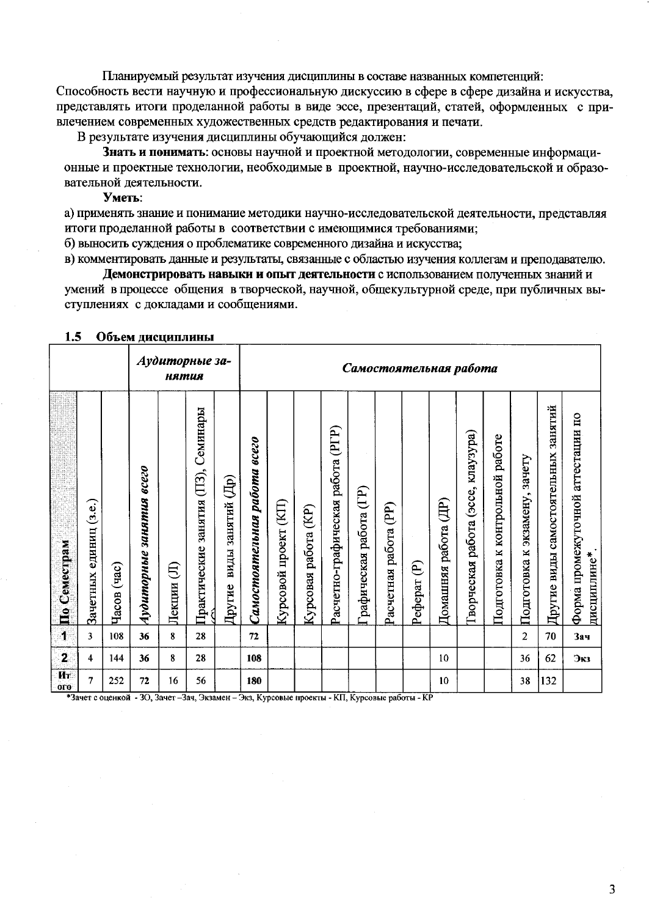Планируемый результат изучения дисциплины в составе названных компетенций:
Способность вести научную и профессиональную дискуссию в сфере в сфере дизайна и искусства, представлять итоги проделанной работы в виде эссе, презентаций, статей, оформленных с привлечением современных художественных средств редактирования и печати.

В результате изучения дисциплины обучающийся должен:

**Знать и понимать**: основы научной и проектной методологии, современные информационные и проектные технологии, необходимые в проектной, научно-исследовательской и образовательной деятельности.

**Уметь**:

а) применять знание и понимание методики научно-исследовательской деятельности, представляя итоги проделанной работы в соответствии с имеющимися требованиями;

б) выносить суждения о проблематике современного дизайна и искусства;

в) комментировать данные и результаты, связанные с областью изучения коллегам и преподавателю.

**Демонстрировать навыки и опыт деятельности** с использованием полученных знаний и умений в процессе общения в творческой, научной, общекультурной среде, при публичных выступлениях с докладами и сообщениями.

## 1.5 Объем дисциплины

| | | | *Аудиторные занятия* | | | | *Самостоятельная работа* | | | | | | | | | | | | |
|---|---|---|---|---|---|---|---|---|---|---|---|---|---|---|---|---|---|---|---|
| По Семестрам | Зачетных единиц (з.е.) | Часов (час) | *Аудиторные занятия всего* | Лекции (Л) | Практические занятия (ПЗ), Семинары (С) | Другие виды занятий (Др) | *Самостоятельная работа всего* | Курсовой проект (КП) | Курсовая работа (КР) | Расчетно-графическая работа (РГР) | Графическая работа (ГР) | Расчетная работа (РР) | Реферат (Р) | Домашняя работа (ДР) | Творческая работа (эссе, клаузура) | Подготовка к контрольной работе | Подготовка к экзамену, зачету | Другие виды самостоятельных занятий | Форма промежуточной аттестации по дисциплине* |
| 1 | 3 | 108 | 36 | 8 | 28 | | 72 | | | | | | | | | | 2 | 70 | Зач |
| 2 | 4 | 144 | 36 | 8 | 28 | | 108 | | | | | | | 10 | | | 36 | 62 | Экз |
| Итого | 7 | 252 | 72 | 16 | 56 | | 180 | | | | | | | 10 | | | 38 | 132 | |

*Зачет с оценкой - ЗО, Зачет –Зач, Экзамен – Экз, Курсовые проекты - КП, Курсовые работы - КР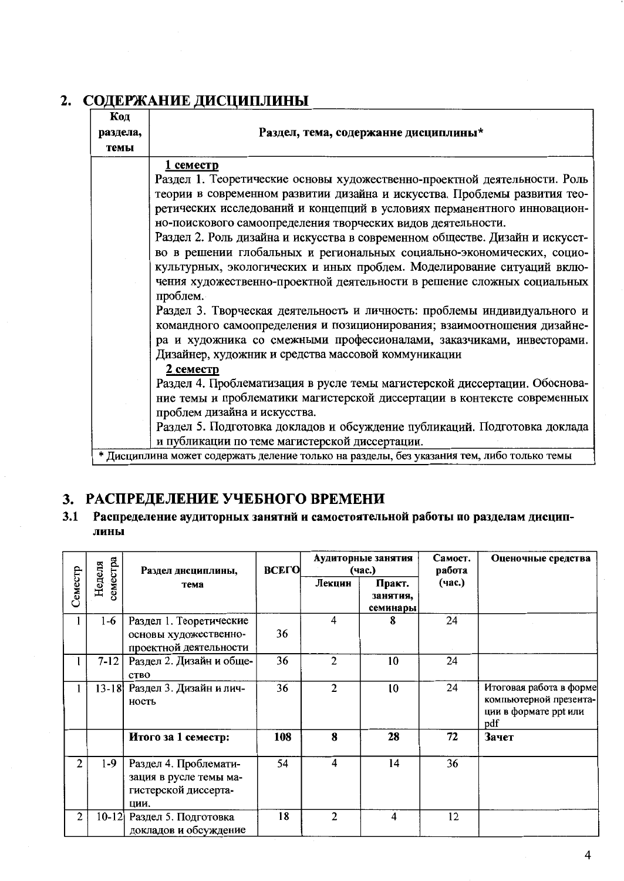## 2. СОДЕРЖАНИЕ ДИСЦИПЛИНЫ

| Код раздела, темы | Раздел, тема, содержание дисциплины* |
|---|---|
| | **1 семестр**<br>Раздел 1. Теоретические основы художественно-проектной деятельности. Роль теории в современном развитии дизайна и искусства. Проблемы развития теоретических исследований и концепций в условиях перманентного инновационно-поискового самоопределения творческих видов деятельности.<br>Раздел 2. Роль дизайна и искусства в современном обществе. Дизайн и искусство в решении глобальных и региональных социально-экономических, социокультурных, экологических и иных проблем. Моделирование ситуаций включения художественно-проектной деятельности в решение сложных социальных проблем.<br>Раздел 3. Творческая деятельность и личность: проблемы индивидуального и командного самоопределения и позиционирования; взаимоотношения дизайнера и художника со смежными профессионалами, заказчиками, инвесторами. Дизайнер, художник и средства массовой коммуникации<br>**2 семестр**<br>Раздел 4. Проблематизация в русле темы магистерской диссертации. Обоснование темы и проблематики магистерской диссертации в контексте современных проблем дизайна и искусства.<br>Раздел 5. Подготовка докладов и обсуждение публикаций. Подготовка доклада и публикации по теме магистерской диссертации. |

\* Дисциплина может содержать деление только на разделы, без указания тем, либо только темы

## 3. РАСПРЕДЕЛЕНИЕ УЧЕБНОГО ВРЕМЕНИ

### 3.1 Распределение аудиторных занятий и самостоятельной работы по разделам дисциплины

| Семестр | Неделя семестра | Раздел дисциплины, тема | ВСЕГО | Аудиторные занятия (час.) | | Самост. работа (час.) | Оценочные средства |
|---|---|---|---|---|---|---|---|
| | | | | Лекции | Практ. занятия, семинары | | |
| 1 | 1-6 | Раздел 1. Теоретические основы художественно-проектной деятельности | 36 | 4 | 8 | 24 | |
| 1 | 7-12 | Раздел 2. Дизайн и общество | 36 | 2 | 10 | 24 | |
| 1 | 13-18 | Раздел 3. Дизайн и личность | 36 | 2 | 10 | 24 | Итоговая работа в форме компьютерной презентации в формате ppt или pdf |
| | | **Итого за 1 семестр:** | **108** | **8** | **28** | **72** | **Зачет** |
| 2 | 1-9 | Раздел 4. Проблематизация в русле темы магистерской диссертации. | 54 | 4 | 14 | 36 | |
| 2 | 10-12 | Раздел 5. Подготовка докладов и обсуждение | 18 | 2 | 4 | 12 | |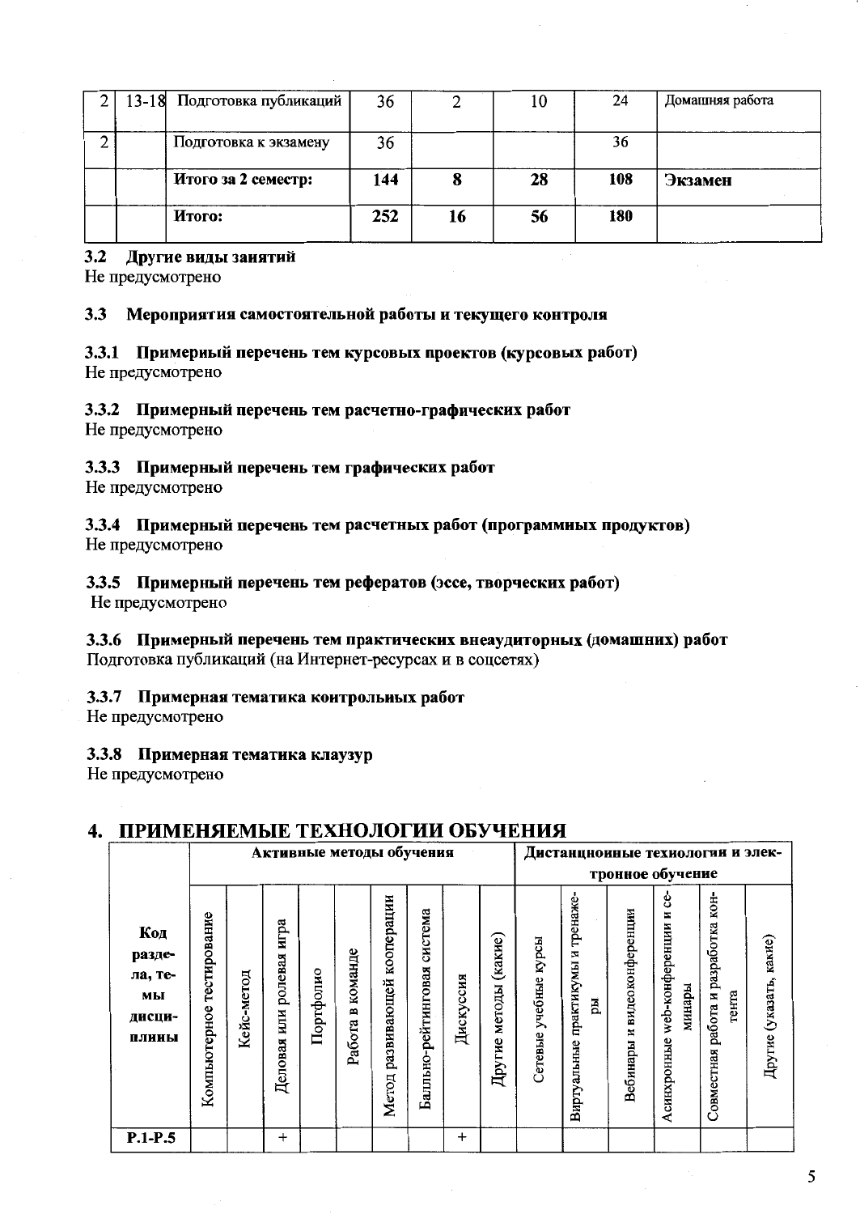| 2 | 13-18 | Подготовка публикаций | 36 | 2 | 10 | 24 | Домашняя работа |
|---|---|---|---|---|---|---|---|
| 2 | | Подготовка к экзамену | 36 | | | 36 | |
| | | **Итого за 2 семестр:** | **144** | **8** | **28** | **108** | **Экзамен** |
| | | **Итого:** | **252** | **16** | **56** | **180** | |

### 3.2 Другие виды занятий

Не предусмотрено

### 3.3 Мероприятия самостоятельной работы и текущего контроля

#### 3.3.1 Примерный перечень тем курсовых проектов (курсовых работ)

Не предусмотрено

#### 3.3.2 Примерный перечень тем расчетно-графических работ

Не предусмотрено

#### 3.3.3 Примерный перечень тем графических работ

Не предусмотрено

#### 3.3.4 Примерный перечень тем расчетных работ (программных продуктов)

Не предусмотрено

#### 3.3.5 Примерный перечень тем рефератов (эссе, творческих работ)

Не предусмотрено

#### 3.3.6 Примерный перечень тем практических внеаудиторных (домашних) работ

Подготовка публикаций (на Интернет-ресурсах и в соцсетях)

#### 3.3.7 Примерная тематика контрольных работ

Не предусмотрено

#### 3.3.8 Примерная тематика клаузур

Не предусмотрено

## 4. ПРИМЕНЯЕМЫЕ ТЕХНОЛОГИИ ОБУЧЕНИЯ

| Код раздела, темы дисциплины | Активные методы обучения | | | | | | | | | Дистанционные технологии и электронное обучение | | | | | |
|---|---|---|---|---|---|---|---|---|---|---|---|---|---|---|---|
| | Компьютерное тестирование | Кейс-метод | Деловая или ролевая игра | Портфолио | Работа в команде | Метод развивающей кооперации | Балльно-рейтинговая система | Дискуссия | Другие методы (какие) | Сетевые учебные курсы | Виртуальные практикумы и тренажеры | Вебинары и видеоконференции | Асинхронные web-конференции и семинары | Совместная работа и разработка контента | Другие (указать, какие) |
| Р.1-Р.5 | | | + | | | | | + | | | | | | | |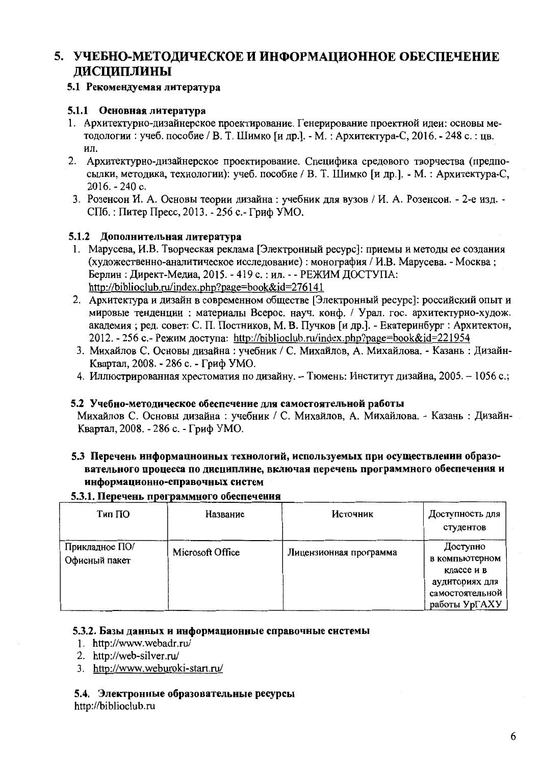# 5. УЧЕБНО-МЕТОДИЧЕСКОЕ И ИНФОРМАЦИОННОЕ ОБЕСПЕЧЕНИЕ ДИСЦИПЛИНЫ

## 5.1 Рекомендуемая литература

### 5.1.1 Основная литература

1. Архитектурно-дизайнерское проектирование. Генерирование проектной идеи: основы методологии : учеб. пособие / В. Т. Шимко [и др.]. - М. : Архитектура-С, 2016. - 248 с. : цв. ил.
2. Архитектурно-дизайнерское проектирование. Специфика средового творчества (предпосылки, методика, технологии): учеб. пособие / В. Т. Шимко [и др.]. - М. : Архитектура-С, 2016. - 240 с.
3. Розенсон И. А. Основы теории дизайна : учебник для вузов / И. А. Розенсон. - 2-е изд. - СПб. : Питер Пресс, 2013. - 256 с.- Гриф УМО.

### 5.1.2 Дополнительная литература

1. Марусева, И.В. Творческая реклама [Электронный ресурс]: приемы и методы ее создания (художественно-аналитическое исследование) : монография / И.В. Марусева. - Москва ; Берлин : Директ-Медиа, 2015. - 419 с. : ил. - - РЕЖИМ ДОСТУПА: http://biblioclub.ru/index.php?page=book&id=276141
2. Архитектура и дизайн в современном обществе [Электронный ресурс]: российский опыт и мировые тенденции : материалы Всерос. науч. конф. / Урал. гос. архитектурно-худож. академия ; ред. совет: С. П. Постников, М. В. Пучков [и др.]. - Екатеринбург : Архитектон, 2012. - 256 с.- Режим доступа: http://biblioclub.ru/index.php?page=book&id=221954
3. Михайлов С. Основы дизайна : учебник / С. Михайлов, А. Михайлова. - Казань : Дизайн-Квартал, 2008. - 286 с. - Гриф УМО.
4. Иллюстрированная хрестоматия по дизайну. – Тюмень: Институт дизайна, 2005. – 1056 с.;

## 5.2 Учебно-методическое обеспечение для самостоятельной работы

Михайлов С. Основы дизайна : учебник / С. Михайлов, А. Михайлова. - Казань : Дизайн-Квартал, 2008. - 286 с. - Гриф УМО.

## 5.3 Перечень информационных технологий, используемых при осуществлении образовательного процесса по дисциплине, включая перечень программного обеспечения и информационно-справочных систем

### 5.3.1. Перечень программного обеспечения

| Тип ПО | Название | Источник | Доступность для студентов |
|---|---|---|---|
| Прикладное ПО/ Офисный пакет | Microsoft Office | Лицензионная программа | Доступно в компьютерном классе и в аудиториях для самостоятельной работы УрГАХУ |

### 5.3.2. Базы данных и информационные справочные системы

1. http://www.webadr.ru/
2. http://web-silver.ru/
3. http://www.weburoki-start.ru/

## 5.4. Электронные образовательные ресурсы

http://biblioclub.ru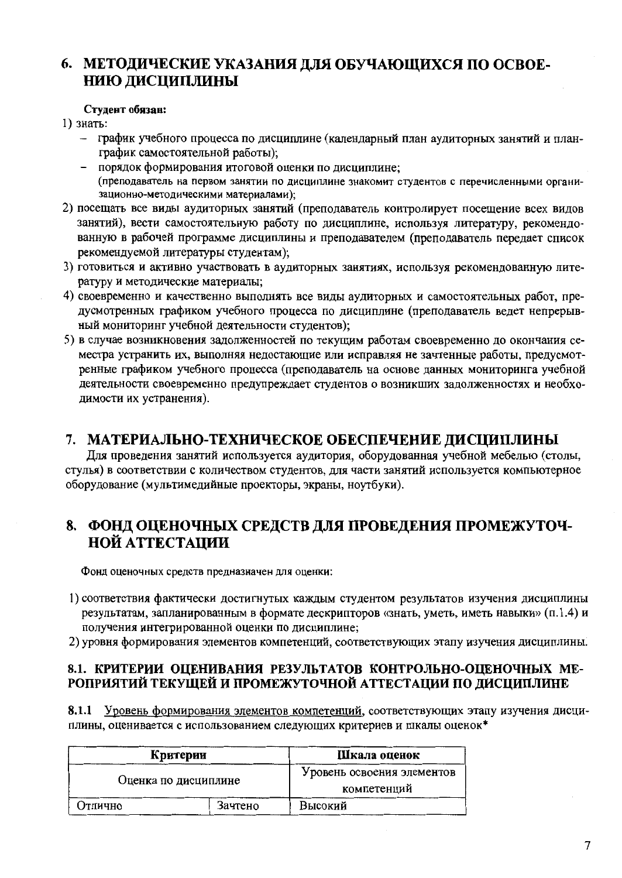# 6. МЕТОДИЧЕСКИЕ УКАЗАНИЯ ДЛЯ ОБУЧАЮЩИХСЯ ПО ОСВОЕНИЮ ДИСЦИПЛИНЫ

**Студент обязан:**

1) знать:
   - график учебного процесса по дисциплине (календарный план аудиторных занятий и план-график самостоятельной работы);
   - порядок формирования итоговой оценки по дисциплине;
   (преподаватель на первом занятии по дисциплине знакомит студентов с перечисленными организационно-методическими материалами);
2) посещать все виды аудиторных занятий (преподаватель контролирует посещение всех видов занятий), вести самостоятельную работу по дисциплине, используя литературу, рекомендованную в рабочей программе дисциплины и преподавателем (преподаватель передает список рекомендуемой литературы студентам);
3) готовиться и активно участвовать в аудиторных занятиях, используя рекомендованную литературу и методические материалы;
4) своевременно и качественно выполнять все виды аудиторных и самостоятельных работ, предусмотренных графиком учебного процесса по дисциплине (преподаватель ведет непрерывный мониторинг учебной деятельности студентов);
5) в случае возникновения задолженностей по текущим работам своевременно до окончания семестра устранить их, выполняя недостающие или исправляя не зачтенные работы, предусмотренные графиком учебного процесса (преподаватель на основе данных мониторинга учебной деятельности своевременно предупреждает студентов о возникших задолженностях и необходимости их устранения).

# 7. МАТЕРИАЛЬНО-ТЕХНИЧЕСКОЕ ОБЕСПЕЧЕНИЕ ДИСЦИПЛИНЫ

Для проведения занятий используется аудитория, оборудованная учебной мебелью (столы, стулья) в соответствии с количеством студентов, для части занятий используется компьютерное оборудование (мультимедийные проекторы, экраны, ноутбуки).

# 8. ФОНД ОЦЕНОЧНЫХ СРЕДСТВ ДЛЯ ПРОВЕДЕНИЯ ПРОМЕЖУТОЧНОЙ АТТЕСТАЦИИ

Фонд оценочных средств предназначен для оценки:

1) соответствия фактически достигнутых каждым студентом результатов изучения дисциплины результатам, запланированным в формате дескрипторов «знать, уметь, иметь навыки» (п.1.4) и получения интегрированной оценки по дисциплине;
2) уровня формирования элементов компетенций, соответствующих этапу изучения дисциплины.

## 8.1. КРИТЕРИИ ОЦЕНИВАНИЯ РЕЗУЛЬТАТОВ КОНТРОЛЬНО-ОЦЕНОЧНЫХ МЕРОПРИЯТИЙ ТЕКУЩЕЙ И ПРОМЕЖУТОЧНОЙ АТТЕСТАЦИИ ПО ДИСЦИПЛИНЕ

**8.1.1** Уровень формирования элементов компетенций, соответствующих этапу изучения дисциплины, оценивается с использованием следующих критериев и шкалы оценок*

| Критерии | | Шкала оценок |
|---|---|---|
| Оценка по дисциплине | | Уровень освоения элементов компетенций |
| Отлично | Зачтено | Высокий |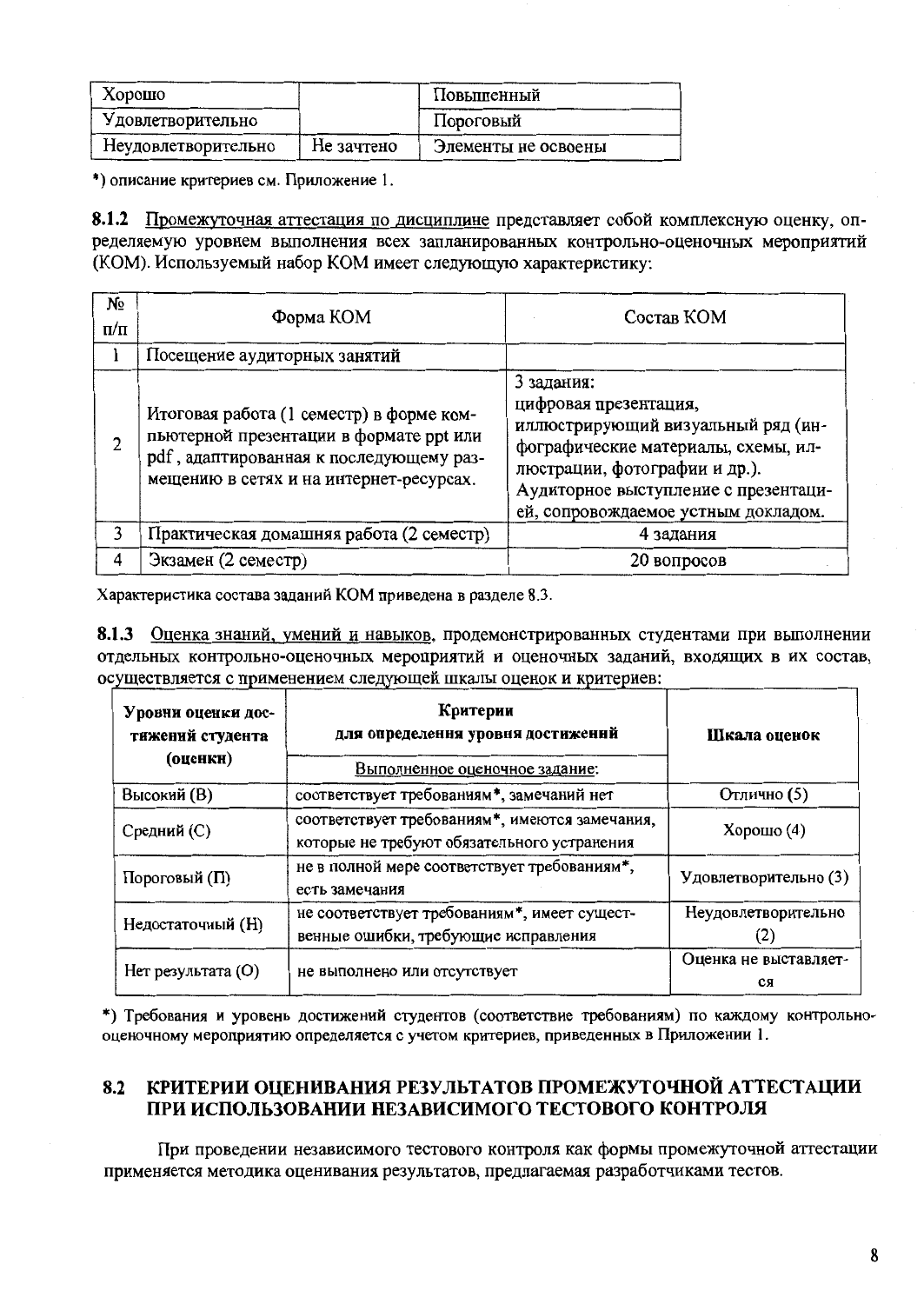| Хорошо | | Повышенный |
|---|---|---|
| Удовлетворительно | | Пороговый |
| Неудовлетворительно | Не зачтено | Элементы не освоены |

*) описание критериев см. Приложение 1.

**8.1.2** Промежуточная аттестация по дисциплине представляет собой комплексную оценку, определяемую уровнем выполнения всех запланированных контрольно-оценочных мероприятий (КОМ). Используемый набор КОМ имеет следующую характеристику:

| № п/п | Форма КОМ | Состав КОМ |
|---|---|---|
| 1 | Посещение аудиторных занятий | |
| 2 | Итоговая работа (1 семестр) в форме компьютерной презентации в формате ppt или pdf , адаптированная к последующему размещению в сетях и на интернет-ресурсах. | 3 задания: цифровая презентация, иллюстрирующий визуальный ряд (инфографические материалы, схемы, иллюстрации, фотографии и др.). Аудиторное выступление с презентацией, сопровождаемое устным докладом. |
| 3 | Практическая домашняя работа (2 семестр) | 4 задания |
| 4 | Экзамен (2 семестр) | 20 вопросов |

Характеристика состава заданий КОМ приведена в разделе 8.3.

**8.1.3** Оценка знаний, умений и навыков, продемонстрированных студентами при выполнении отдельных контрольно-оценочных мероприятий и оценочных заданий, входящих в их состав, осуществляется с применением следующей шкалы оценок и критериев:

| Уровни оценки достижений студента (оценки) | Критерии для определения уровня достижений<br>Выполненное оценочное задание: | Шкала оценок |
|---|---|---|
| Высокий (В) | соответствует требованиям*, замечаний нет | Отлично (5) |
| Средний (С) | соответствует требованиям*, имеются замечания, которые не требуют обязательного устранения | Хорошо (4) |
| Пороговый (П) | не в полной мере соответствует требованиям*, есть замечания | Удовлетворительно (3) |
| Недостаточный (Н) | не соответствует требованиям*, имеет существенные ошибки, требующие исправления | Неудовлетворительно (2) |
| Нет результата (О) | не выполнено или отсутствует | Оценка не выставляется |

*) Требования и уровень достижений студентов (соответствие требованиям) по каждому контрольно-оценочному мероприятию определяется с учетом критериев, приведенных в Приложении 1.

## 8.2 КРИТЕРИИ ОЦЕНИВАНИЯ РЕЗУЛЬТАТОВ ПРОМЕЖУТОЧНОЙ АТТЕСТАЦИИ ПРИ ИСПОЛЬЗОВАНИИ НЕЗАВИСИМОГО ТЕСТОВОГО КОНТРОЛЯ

При проведении независимого тестового контроля как формы промежуточной аттестации применяется методика оценивания результатов, предлагаемая разработчиками тестов.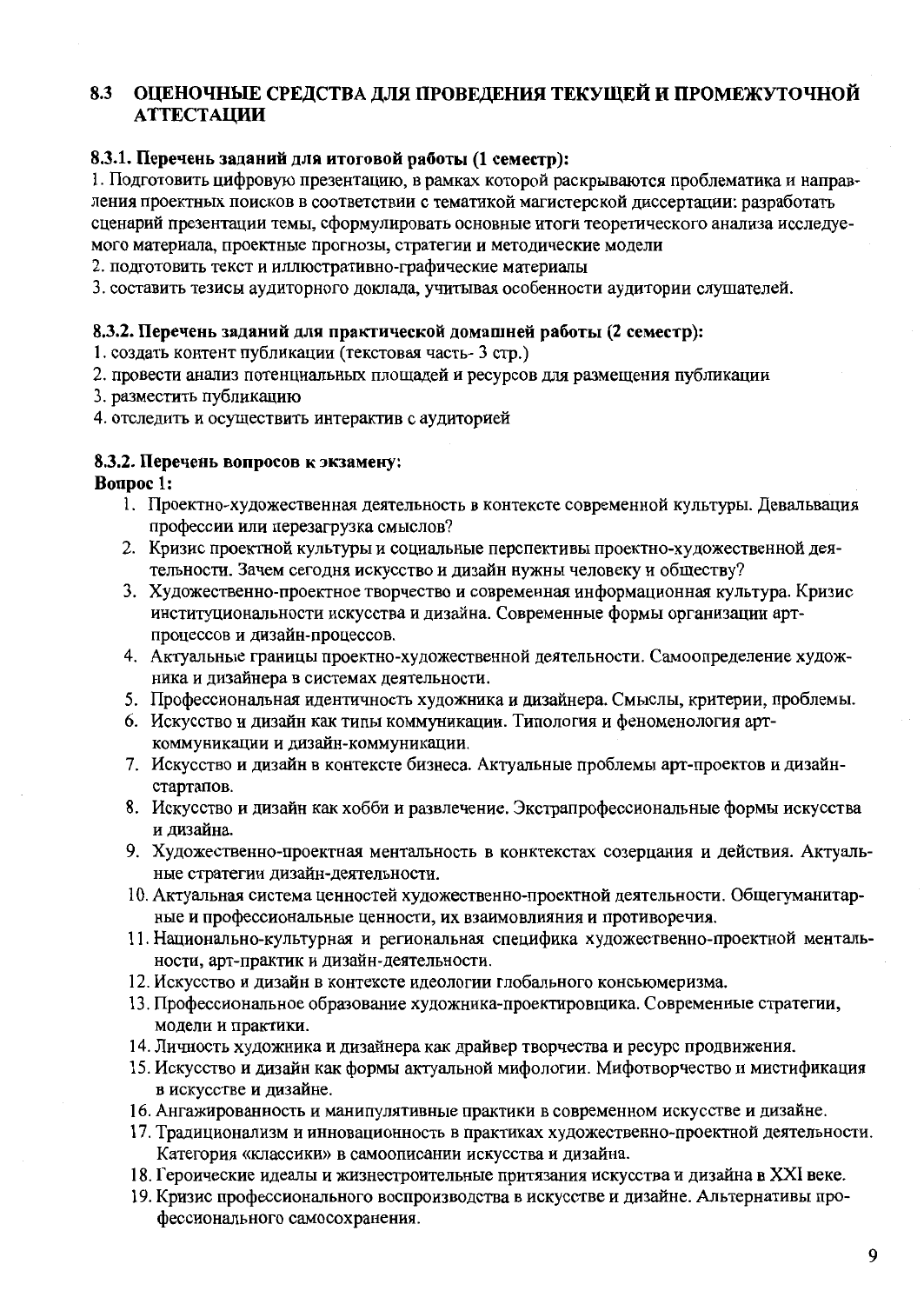## 8.3 ОЦЕНОЧНЫЕ СРЕДСТВА ДЛЯ ПРОВЕДЕНИЯ ТЕКУЩЕЙ И ПРОМЕЖУТОЧНОЙ АТТЕСТАЦИИ

### 8.3.1. Перечень заданий для итоговой работы (1 семестр):

1. Подготовить цифровую презентацию, в рамках которой раскрываются проблематика и направления проектных поисков в соответствии с тематикой магистерской диссертации: разработать сценарий презентации темы, сформулировать основные итоги теоретического анализа исследуемого материала, проектные прогнозы, стратегии и методические модели
2. подготовить текст и иллюстративно-графические материалы
3. составить тезисы аудиторного доклада, учитывая особенности аудитории слушателей.

### 8.3.2. Перечень заданий для практической домашней работы (2 семестр):

1. создать контент публикации (текстовая часть- 3 стр.)
2. провести анализ потенциальных площадей и ресурсов для размещения публикации
3. разместить публикацию
4. отследить и осуществить интерактив с аудиторией

### 8.3.2. Перечень вопросов к экзамену:

**Вопрос 1:**

1. Проектно-художественная деятельность в контексте современной культуры. Девальвация профессии или перезагрузка смыслов?
2. Кризис проектной культуры и социальные перспективы проектно-художественной деятельности. Зачем сегодня искусство и дизайн нужны человеку и обществу?
3. Художественно-проектное творчество и современная информационная культура. Кризис институциональности искусства и дизайна. Современные формы организации арт-процессов и дизайн-процессов.
4. Актуальные границы проектно-художественной деятельности. Самоопределение художника и дизайнера в системах деятельности.
5. Профессиональная идентичность художника и дизайнера. Смыслы, критерии, проблемы.
6. Искусство и дизайн как типы коммуникации. Типология и феноменология арт-коммуникации и дизайн-коммуникации.
7. Искусство и дизайн в контексте бизнеса. Актуальные проблемы арт-проектов и дизайн-стартапов.
8. Искусство и дизайн как хобби и развлечение. Экстрапрофессиональные формы искусства и дизайна.
9. Художественно-проектная ментальность в конктекстах созерцания и действия. Актуальные стратегии дизайн-деятельности.
10. Актуальная система ценностей художественно-проектной деятельности. Общегуманитарные и профессиональные ценности, их взаимовлияния и противоречия.
11. Национально-культурная и региональная специфика художественно-проектной ментальности, арт-практик и дизайн-деятельности.
12. Искусство и дизайн в контексте идеологии глобального консьюмеризма.
13. Профессиональное образование художника-проектировщика. Современные стратегии, модели и практики.
14. Личность художника и дизайнера как драйвер творчества и ресурс продвижения.
15. Искусство и дизайн как формы актуальной мифологии. Мифотворчество и мистификация в искусстве и дизайне.
16. Ангажированность и манипулятивные практики в современном искусстве и дизайне.
17. Традиционализм и инновационность в практиках художественно-проектной деятельности. Категория «классики» в самоописании искусства и дизайна.
18. Героические идеалы и жизнестроительные притязания искусства и дизайна в XXI веке.
19. Кризис профессионального воспроизводства в искусстве и дизайне. Альтернативы профессионального самосохранения.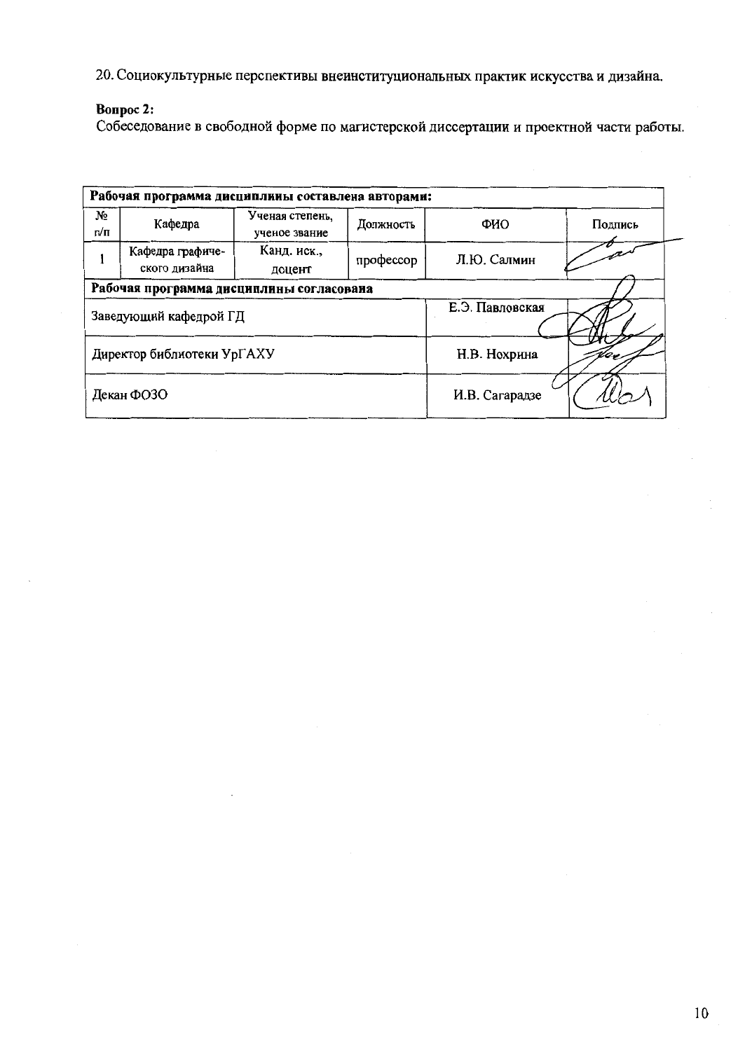20. Социокультурные перспективы внеинституциональных практик искусства и дизайна.

**Вопрос 2:**

Собеседование в свободной форме по магистерской диссертации и проектной части работы.

| **Рабочая программа дисциплины составлена авторами:** | | | | | |
|---|---|---|---|---|---|
| № п/п | Кафедра | Ученая степень, ученое звание | Должность | ФИО | Подпись |
| 1 | Кафедра графического дизайна | Канд. иск., доцент | профессор | Л.Ю. Салмин | |
| **Рабочая программа дисциплины согласована** | | | | | |
| Заведующий кафедрой ГД | | | | Е.Э. Павловская | |
| Директор библиотеки УрГАХУ | | | | Н.В. Нохрина | |
| Декан ФОЗО | | | | И.В. Сагарадзе | |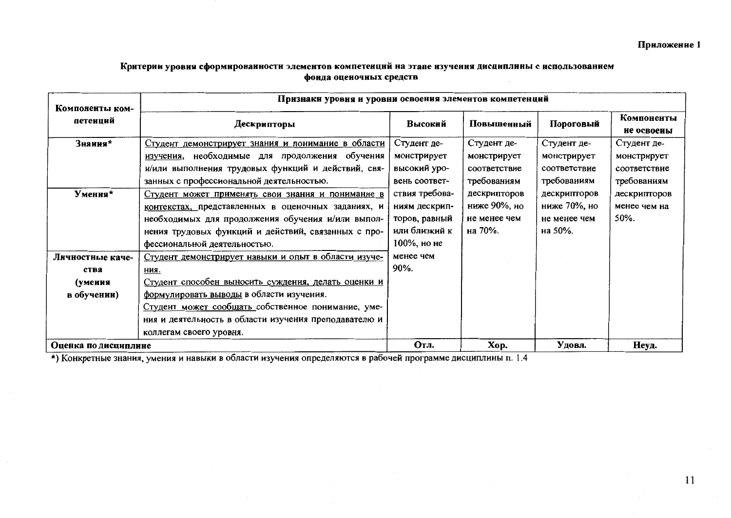**Приложение 1**

**Критерии уровня сформированности элементов компетенций на этапе изучения дисциплины с использованием фонда оценочных средств**

| Компоненты компетенций | Признаки уровня и уровни освоения элементов компетенций | | | | |
|---|---|---|---|---|---|
| | **Дескрипторы** | **Высокий** | **Повышенный** | **Пороговый** | **Компоненты не освоены** |
| **Знания*** | Студент демонстрирует знания и понимание в области изучения, необходимые для продолжения обучения и/или выполнения трудовых функций и действий, связанных с профессиональной деятельностью. | Студент демонстрирует высокий уровень соответствия требованиям дескрипторов, равный или близкий к 100%, но не менее чем 90%. | Студент демонстрирует соответствие требованиям дескрипторов ниже 90%, но не менее чем на 70%. | Студент демонстрирует соответствие требованиям дескрипторов ниже 70%, но не менее чем на 50%. | Студент демонстрирует соответствие требованиям дескрипторов менее чем на 50%. |
| **Умения*** | Студент может применять свои знания и понимание в контекстах, представленных в оценочных заданиях, и необходимых для продолжения обучения и/или выполнения трудовых функций и действий, связанных с профессиональной деятельностью. | | | | |
| **Личностные качества (умения в обучении)** | Студент демонстрирует навыки и опыт в области изучения. Студент способен выносить суждения, делать оценки и формулировать выводы в области изучения. Студент может сообщать собственное понимание, умения и деятельность в области изучения преподавателю и коллегам своего уровня. | | | | |
| **Оценка по дисциплине** | | **Отл.** | **Хор.** | **Удовл.** | **Неуд.** |

*) Конкретные знания, умения и навыки в области изучения определяются в рабочей программе дисциплины п. 1.4